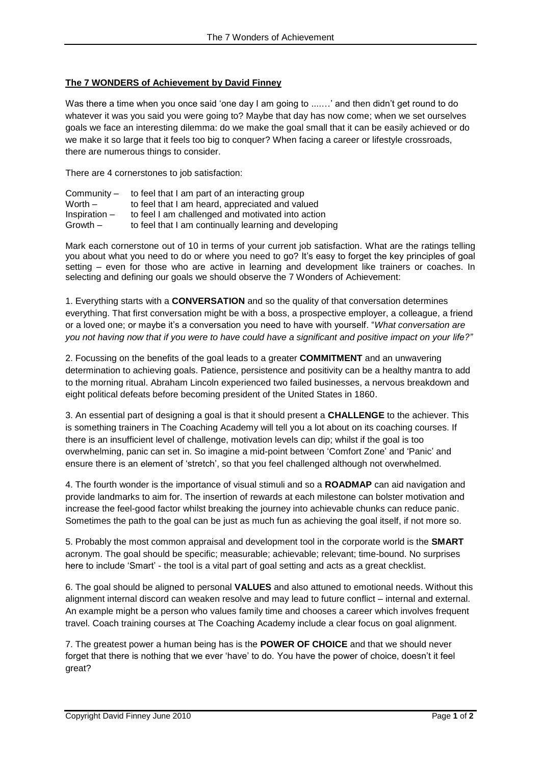**The 7 WONDERS of Achievement by David Finney**

Was there a time when you once said 'one day I am going to ...….' and then didn't get round to do whatever it was you said you were going to? Maybe that day has now come; when we set ourselves goals we face an interesting dilemma: do we make the goal small that it can be easily achieved or do we make it so large that it feels too big to conquer? When facing a career or lifestyle crossroads, there are numerous things to consider.

There are 4 cornerstones to job satisfaction:

Community – to feel that I am part of an interacting group
Worth – to feel that I am heard, appreciated and valued
Inspiration – to feel I am challenged and motivated into action
Growth – to feel that I am continually learning and developing

Mark each cornerstone out of 10 in terms of your current job satisfaction. What are the ratings telling you about what you need to do or where you need to go? It's easy to forget the key principles of goal setting – even for those who are active in learning and development like trainers or coaches. In selecting and defining our goals we should observe the 7 Wonders of Achievement:

1. Everything starts with a **CONVERSATION** and so the quality of that conversation determines everything. That first conversation might be with a boss, a prospective employer, a colleague, a friend or a loved one; or maybe it's a conversation you need to have with yourself. "*What conversation are you not having now that if you were to have could have a significant and positive impact on your life?"*

2. Focussing on the benefits of the goal leads to a greater **COMMITMENT** and an unwavering determination to achieving goals. Patience, persistence and positivity can be a healthy mantra to add to the morning ritual. Abraham Lincoln experienced two failed businesses, a nervous breakdown and eight political defeats before becoming president of the United States in 1860.

3. An essential part of designing a goal is that it should present a **CHALLENGE** to the achiever. This is something trainers in The Coaching Academy will tell you a lot about on its coaching courses. If there is an insufficient level of challenge, motivation levels can dip; whilst if the goal is too overwhelming, panic can set in. So imagine a mid-point between 'Comfort Zone' and 'Panic' and ensure there is an element of 'stretch', so that you feel challenged although not overwhelmed.

4. The fourth wonder is the importance of visual stimuli and so a **ROADMAP** can aid navigation and provide landmarks to aim for. The insertion of rewards at each milestone can bolster motivation and increase the feel-good factor whilst breaking the journey into achievable chunks can reduce panic. Sometimes the path to the goal can be just as much fun as achieving the goal itself, if not more so.

5. Probably the most common appraisal and development tool in the corporate world is the **SMART** acronym. The goal should be specific; measurable; achievable; relevant; time-bound. No surprises here to include 'Smart' - the tool is a vital part of goal setting and acts as a great checklist.

6. The goal should be aligned to personal **VALUES** and also attuned to emotional needs. Without this alignment internal discord can weaken resolve and may lead to future conflict – internal and external. An example might be a person who values family time and chooses a career which involves frequent travel. Coach training courses at The Coaching Academy include a clear focus on goal alignment.

7. The greatest power a human being has is the **POWER OF CHOICE** and that we should never forget that there is nothing that we ever 'have' to do. You have the power of choice, doesn't it feel great?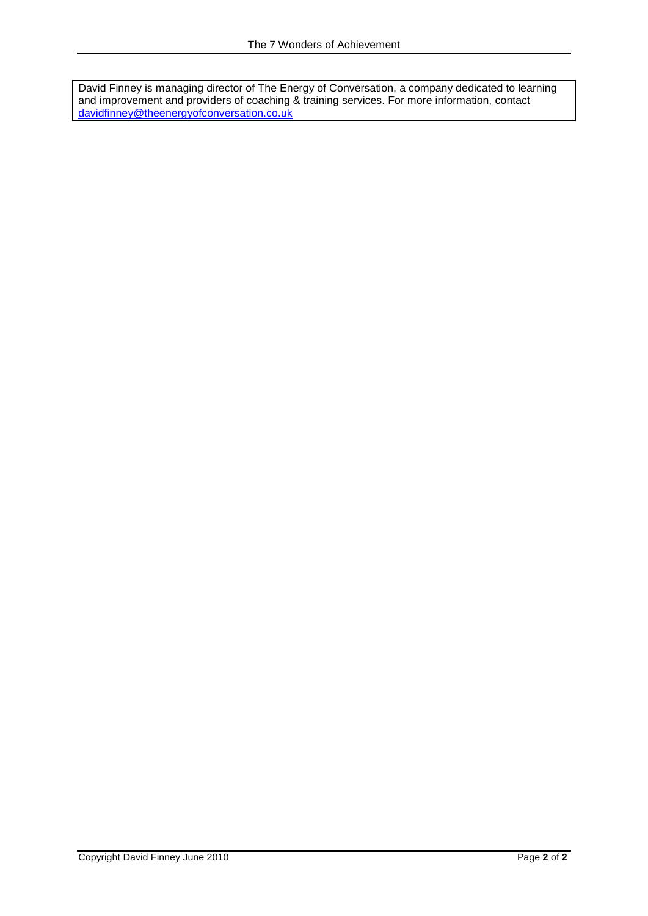David Finney is managing director of The Energy of Conversation, a company dedicated to learning and improvement and providers of coaching & training services. For more information, contact davidfinney@theenergyofconversation.co.uk